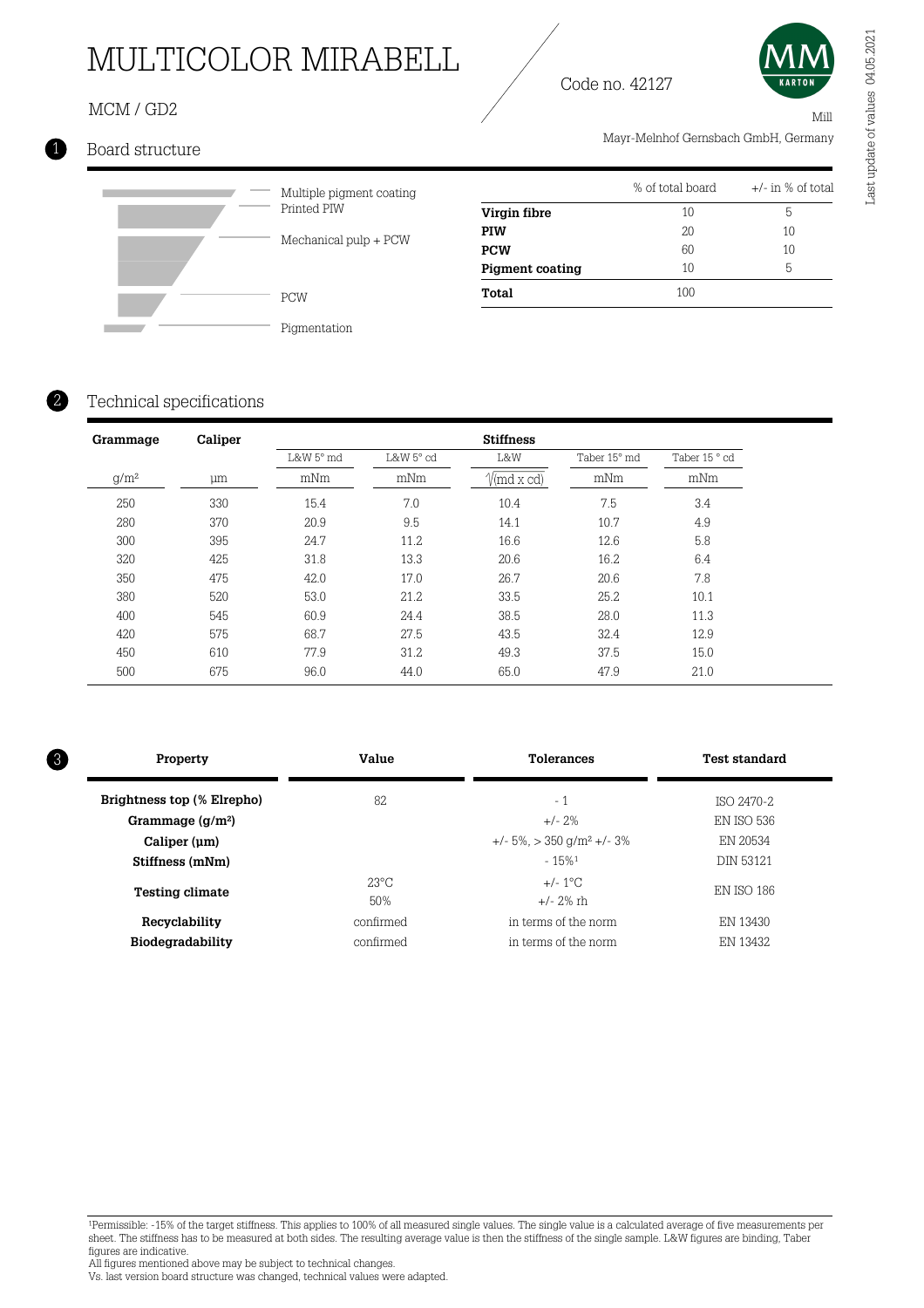# MULTICOLOR MIRABELL

MCM / GD2

Code no. 42127

Mill

Mayr-Melnhof Gernsbach GmbH, Germany

Last update of values 04.05.2021

## 1 Board structure

- Multiple pigment coating
- Printed PIW
- Mechanical pulp + PCW
- PCW
- Pigmentation

| | % of total board | +/- in % of total |
|---|---|---|
| **Virgin fibre** | 10 | 5 |
| **PIW** | 20 | 10 |
| **PCW** | 60 | 10 |
| **Pigment coating** | 10 | 5 |
| **Total** | 100 | |

## 2 Technical specifications

| Grammage | Caliper | Stiffness | | | | |
|---|---|---|---|---|---|---|
| | | L&W 5° md | L&W 5° cd | L&W | Taber 15° md | Taber 15 ° cd |
| g/m² | µm | mNm | mNm | $\sqrt{(md \times cd)}$ | mNm | mNm |
| 250 | 330 | 15.4 | 7.0 | 10.4 | 7.5 | 3.4 |
| 280 | 370 | 20.9 | 9.5 | 14.1 | 10.7 | 4.9 |
| 300 | 395 | 24.7 | 11.2 | 16.6 | 12.6 | 5.8 |
| 320 | 425 | 31.8 | 13.3 | 20.6 | 16.2 | 6.4 |
| 350 | 475 | 42.0 | 17.0 | 26.7 | 20.6 | 7.8 |
| 380 | 520 | 53.0 | 21.2 | 33.5 | 25.2 | 10.1 |
| 400 | 545 | 60.9 | 24.4 | 38.5 | 28.0 | 11.3 |
| 420 | 575 | 68.7 | 27.5 | 43.5 | 32.4 | 12.9 |
| 450 | 610 | 77.9 | 31.2 | 49.3 | 37.5 | 15.0 |
| 500 | 675 | 96.0 | 44.0 | 65.0 | 47.9 | 21.0 |

## 3

| Property | Value | Tolerances | Test standard |
|---|---|---|---|
| **Brightness top (% Elrepho)** | 82 | - 1 | ISO 2470-2 |
| **Grammage (g/m²)** | | +/- 2% | EN ISO 536 |
| **Caliper (µm)** | | +/- 5%, > 350 g/m² +/- 3% | EN 20534 |
| **Stiffness (mNm)** | | - 15%[1] | DIN 53121 |
| **Testing climate** | 23°C<br>50% | +/- 1°C<br>+/- 2% rh | EN ISO 186 |
| **Recyclability** | confirmed | in terms of the norm | EN 13430 |
| **Biodegradability** | confirmed | in terms of the norm | EN 13432 |

[1]Permissible: -15% of the target stiffness. This applies to 100% of all measured single values. The single value is a calculated average of five measurements per sheet. The stiffness has to be measured at both sides. The resulting average value is then the stiffness of the single sample. L&W figures are binding, Taber figures are indicative.

All figures mentioned above may be subject to technical changes.

Vs. last version board structure was changed, technical values were adapted.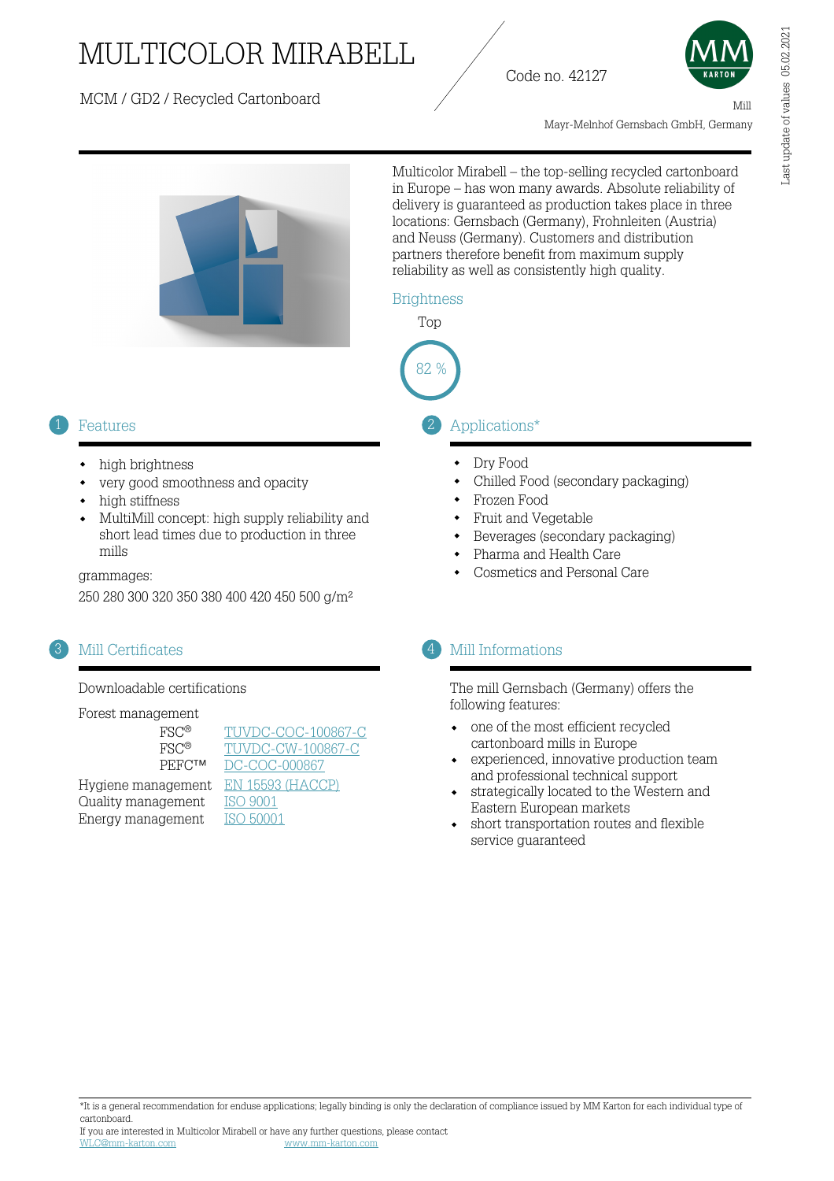# MULTICOLOR MIRABELL

MCM / GD2 / Recycled Cartonboard

Code no. 42127

Mill
Mayr-Melnhof Gernsbach GmbH, Germany

Last update of values 05.02.2021

Multicolor Mirabell – the top-selling recycled cartonboard in Europe – has won many awards. Absolute reliability of delivery is guaranteed as production takes place in three locations: Gernsbach (Germany), Frohnleiten (Austria) and Neuss (Germany). Customers and distribution partners therefore benefit from maximum supply reliability as well as consistently high quality.

Brightness

Top

82 %

## 1 Features

- high brightness
- very good smoothness and opacity
- high stiffness
- MultiMill concept: high supply reliability and short lead times due to production in three mills

grammages:

250 280 300 320 350 380 400 420 450 500 g/m²

## 2 Applications*

- Dry Food
- Chilled Food (secondary packaging)
- Frozen Food
- Fruit and Vegetable
- Beverages (secondary packaging)
- Pharma and Health Care
- Cosmetics and Personal Care

## 3 Mill Certificates

Downloadable certifications

| | | |
|---|---|---|
| Forest management | | |
| | FSC® | TUVDC-COC-100867-C |
| | FSC® | TUVDC-CW-100867-C |
| | PEFC™ | DC-COC-000867 |
| Hygiene management | | EN 15593 (HACCP) |
| Quality management | | ISO 9001 |
| Energy management | | ISO 50001 |

## 4 Mill Informations

The mill Gernsbach (Germany) offers the following features:

- one of the most efficient recycled cartonboard mills in Europe
- experienced, innovative production team and professional technical support
- strategically located to the Western and Eastern European markets
- short transportation routes and flexible service guaranteed

*It is a general recommendation for enduse applications; legally binding is only the declaration of compliance issued by MM Karton for each individual type of cartonboard.

If you are interested in Multicolor Mirabell or have any further questions, please contact
WLC@mm-karton.com www.mm-karton.com